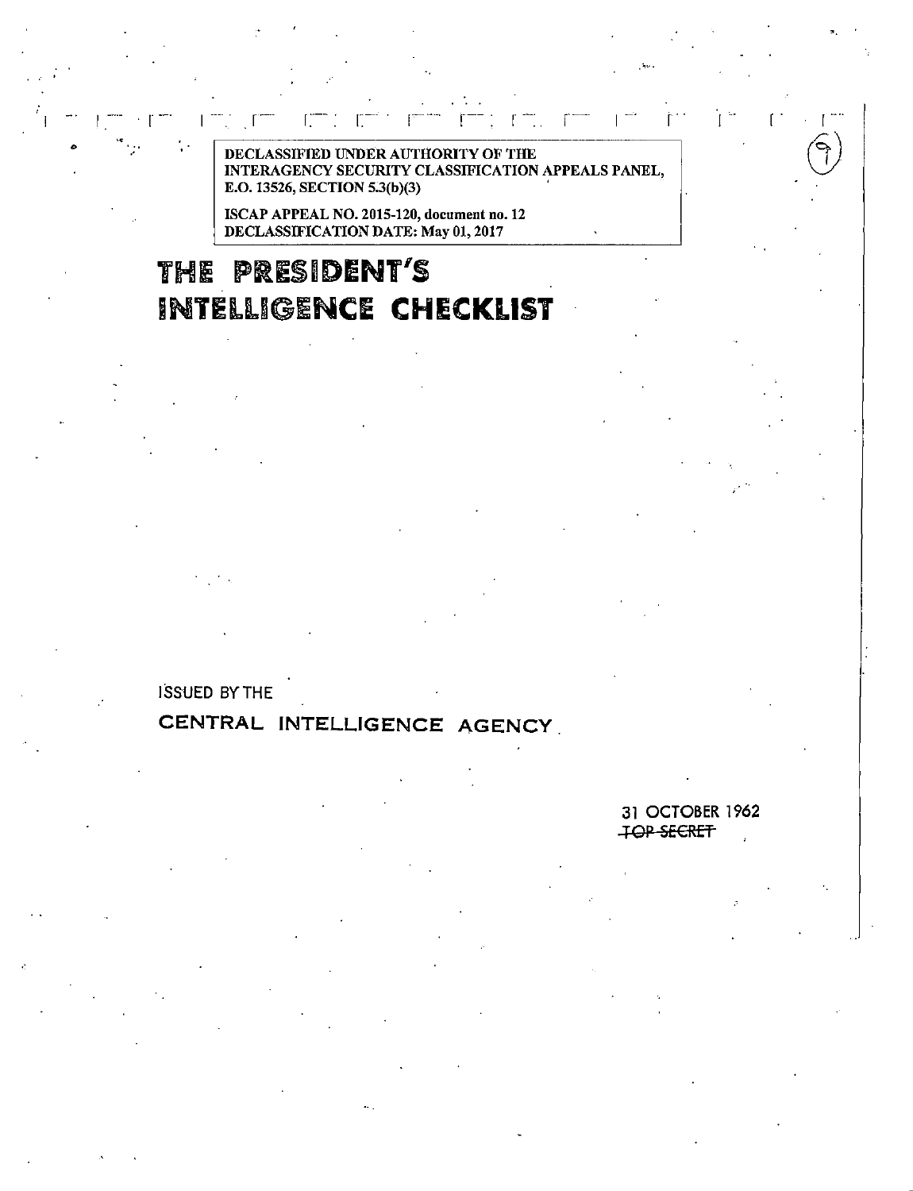DECLASSIFIED UNDER AUTHORITY OF THE INTERAGENCY SECURITY CLASSIFICATION APPEALS PANEL, E.O. 13526, SECTION 5.3(b)(3)

ISCAP APPEAL NO. 2015-120, document no. 12
DECLASSIFICATION DATE: May 01, 2017

# THE PRESIDENT'S INTELLIGENCE CHECKLIST

ISSUED BY THE

**CENTRAL INTELLIGENCE AGENCY**

31 OCTOBER 1962

~~TOP SECRET~~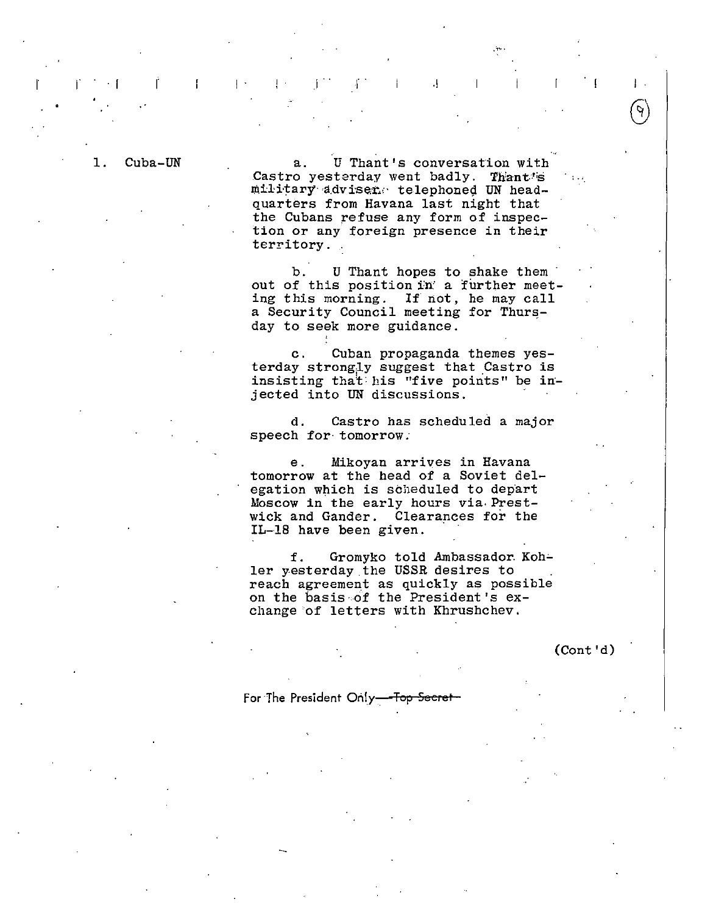1. Cuba-UN

a. U Thant's conversation with Castro yesterday went badly. Thant's military adviser telephoned UN headquarters from Havana last night that the Cubans refuse any form of inspection or any foreign presence in their territory.

b. U Thant hopes to shake them out of this position in a further meeting this morning. If not, he may call a Security Council meeting for Thursday to seek more guidance.

c. Cuban propaganda themes yesterday strongly suggest that Castro is insisting that his "five points" be injected into UN discussions.

d. Castro has scheduled a major speech for tomorrow.

e. Mikoyan arrives in Havana tomorrow at the head of a Soviet delegation which is scheduled to depart Moscow in the early hours via Prestwick and Gander. Clearances for the IL-18 have been given.

f. Gromyko told Ambassador Kohler yesterday the USSR desires to reach agreement as quickly as possible on the basis of the President's exchange of letters with Khrushchev.

(Cont'd)

For The President Only ~~Top Secret~~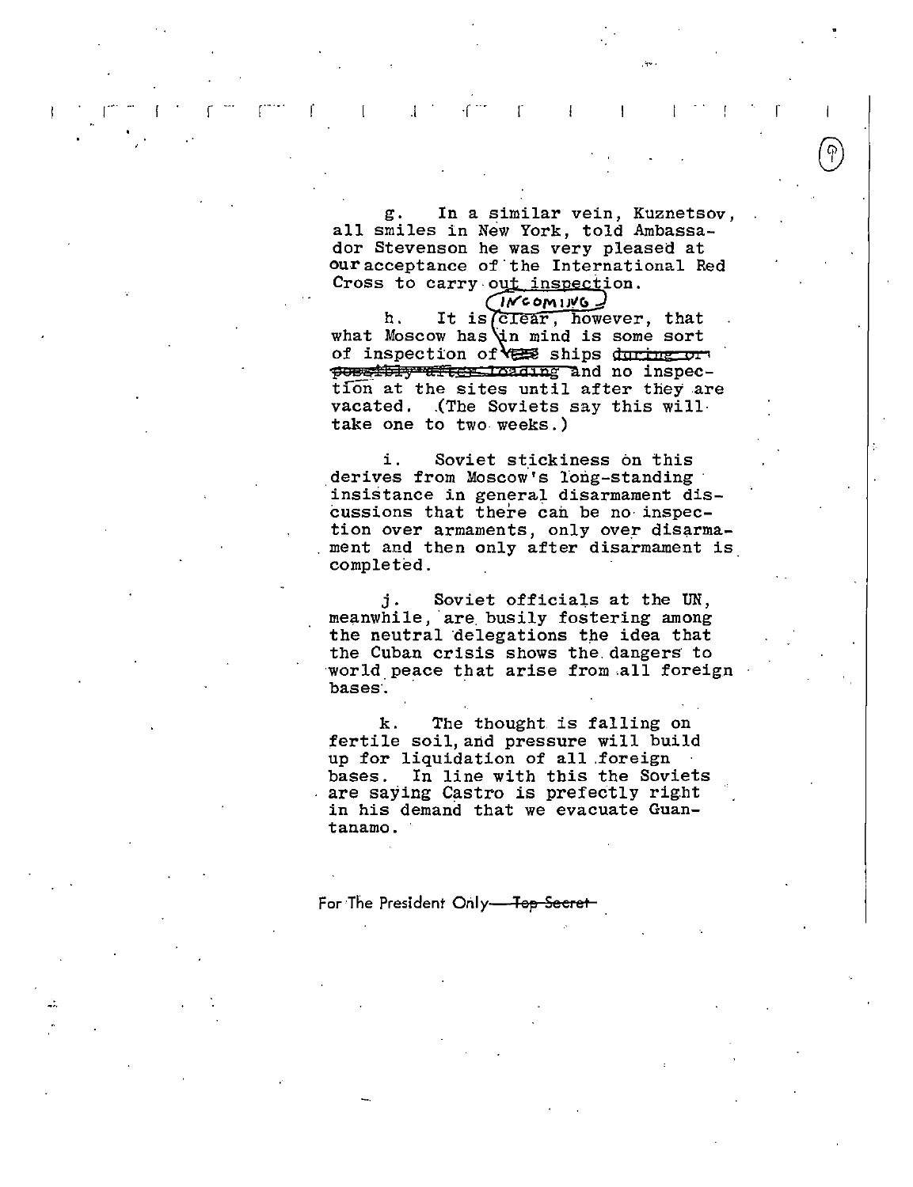g. In a similar vein, Kuznetsov, all smiles in New York, told Ambassador Stevenson he was very pleased at our acceptance of the International Red Cross to carry out inspection.

h. It is clear, however, that what Moscow has in mind is some sort of inspection of incoming ships ~~during or possibly after loading~~ and no inspection at the sites until after they are vacated. (The Soviets say this will take one to two weeks.)

i. Soviet stickiness on this derives from Moscow's long-standing insistance in general disarmament discussions that there can be no inspection over armaments, only over disarmament and then only after disarmament is completed.

j. Soviet officials at the UN, meanwhile, are busily fostering among the neutral delegations the idea that the Cuban crisis shows the dangers to world peace that arise from all foreign bases.

k. The thought is falling on fertile soil, and pressure will build up for liquidation of all foreign bases. In line with this the Soviets are saying Castro is prefectly right in his demand that we evacuate Guantanamo.

For The President Only—~~Top Secret~~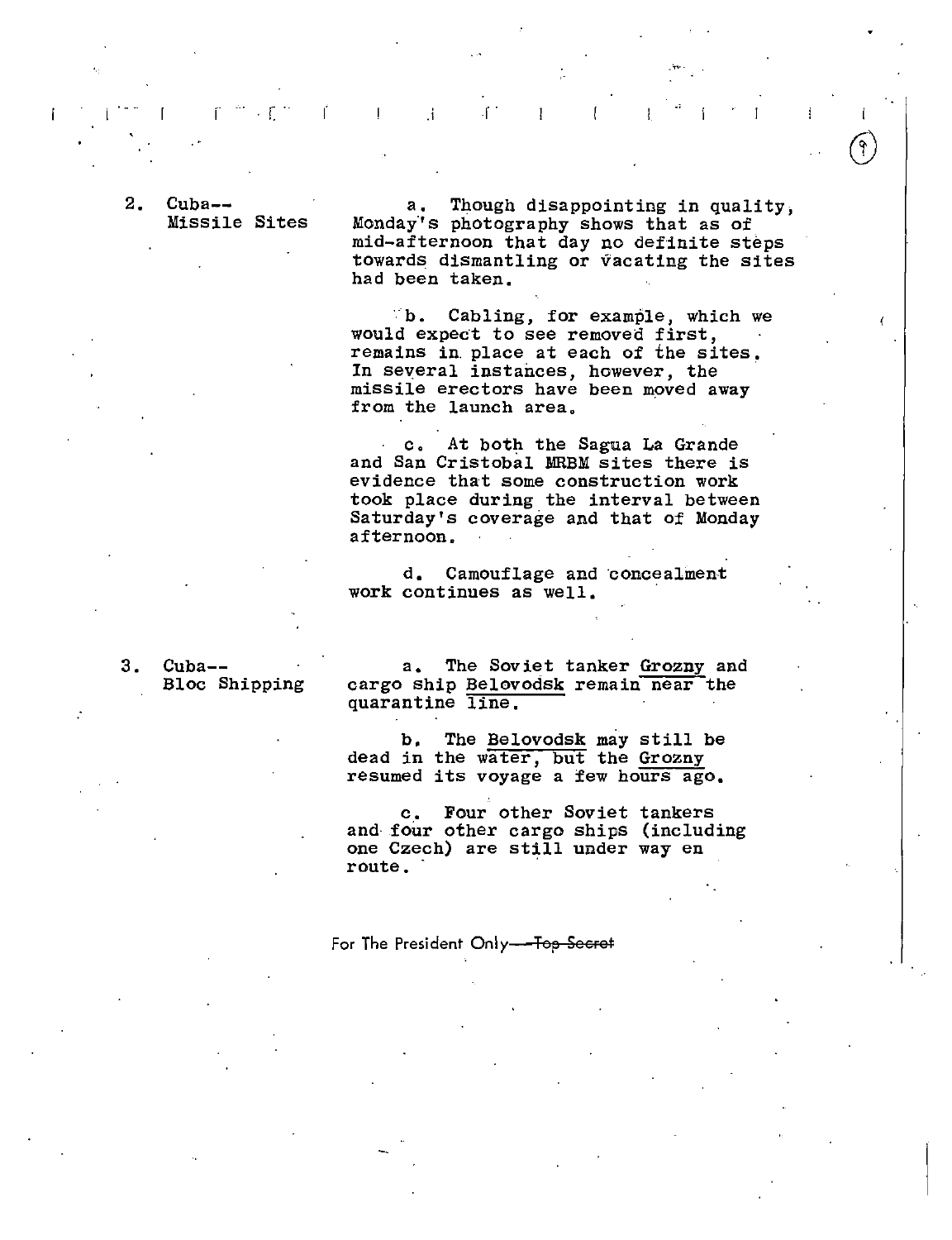2. Cuba-- Missile Sites

a. Though disappointing in quality, Monday's photography shows that as of mid-afternoon that day no definite steps towards dismantling or vacating the sites had been taken.

b. Cabling, for example, which we would expect to see removed first, remains in place at each of the sites. In several instances, however, the missile erectors have been moved away from the launch area.

c. At both the Sagua La Grande and San Cristobal MRBM sites there is evidence that some construction work took place during the interval between Saturday's coverage and that of Monday afternoon.

d. Camouflage and concealment work continues as well.

3. Cuba-- Bloc Shipping

a. The Soviet tanker Grozny and cargo ship Belovodsk remain near the quarantine line.

b. The Belovodsk may still be dead in the water, but the Grozny resumed its voyage a few hours ago.

c. Four other Soviet tankers and four other cargo ships (including one Czech) are still under way en route.

For The President Only—~~Top Secret~~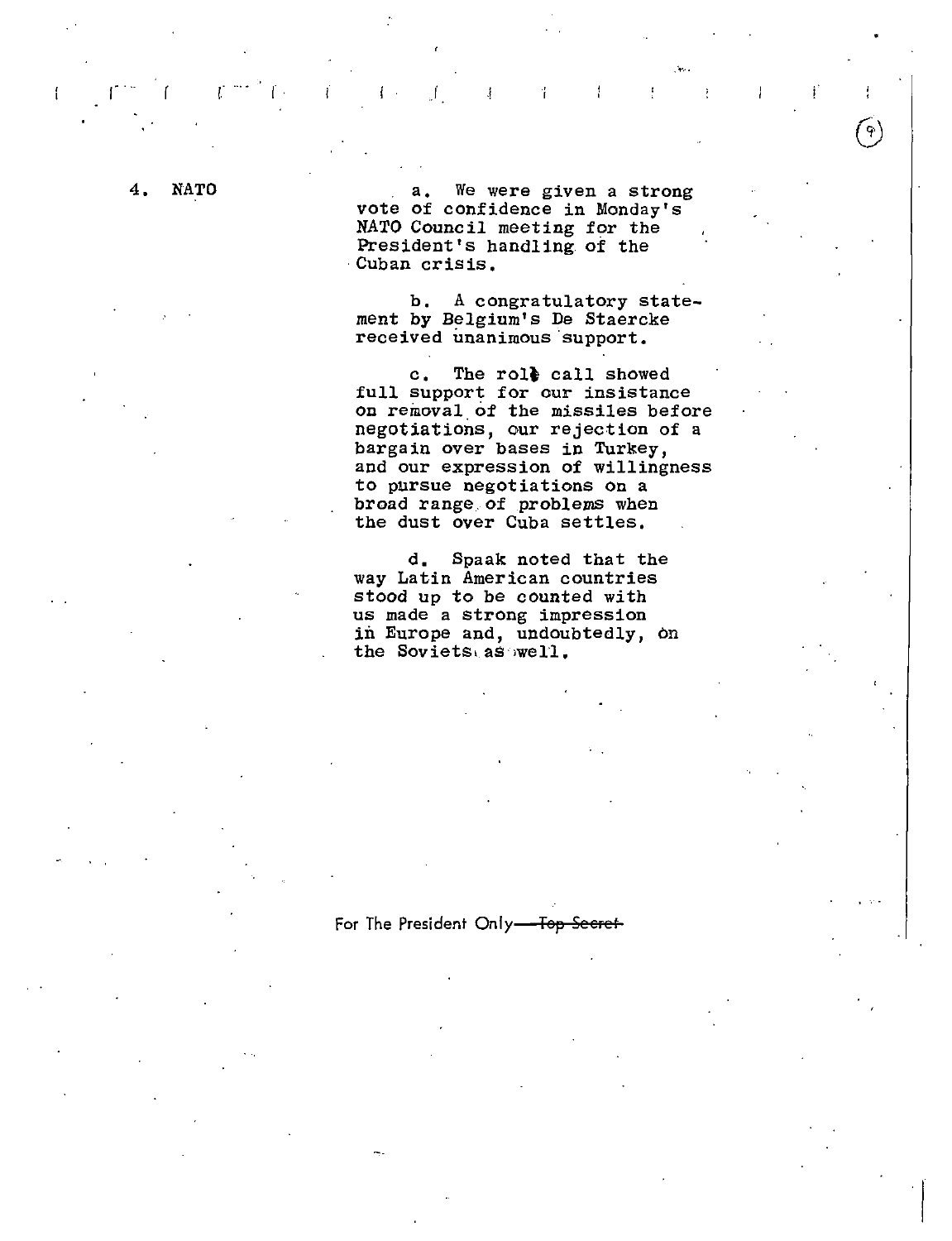4. NATO

a. We were given a strong vote of confidence in Monday's NATO Council meeting for the President's handling of the Cuban crisis.

b. A congratulatory statement by Belgium's De Staercke received unanimous support.

c. The roll call showed full support for our insistance on removal of the missiles before negotiations, our rejection of a bargain over bases in Turkey, and our expression of willingness to pursue negotiations on a broad range of problems when the dust over Cuba settles.

d. Spaak noted that the way Latin American countries stood up to be counted with us made a strong impression in Europe and, undoubtedly, on the Soviets as well.

For The President Only—~~Top Secret~~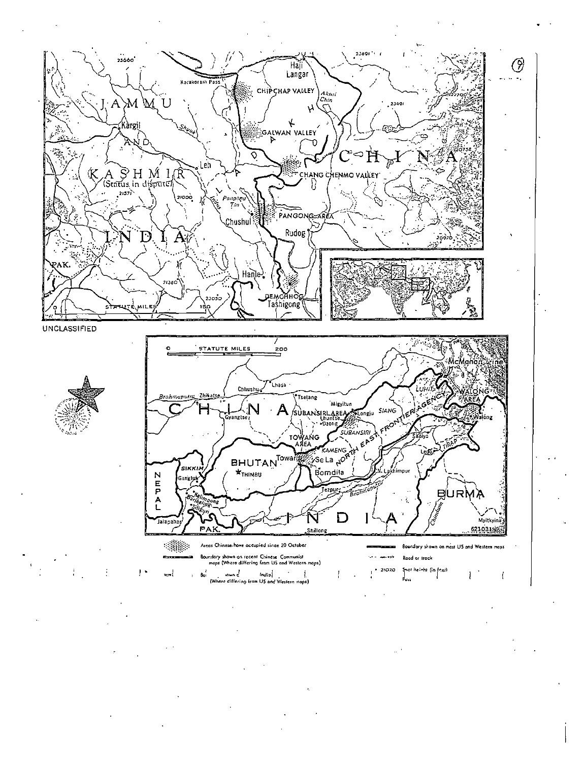UNCLASSIFIED

Areas Chinese have occupied since 20 October

Boundary shown on recent Chinese Communist maps (Where differing from US and Western maps)

Boundary shown on recent Indian maps (Where differing from US and Western maps)

Boundary shown on most US and Western maps

Road or track

21020 Spot height (in feet)

Pass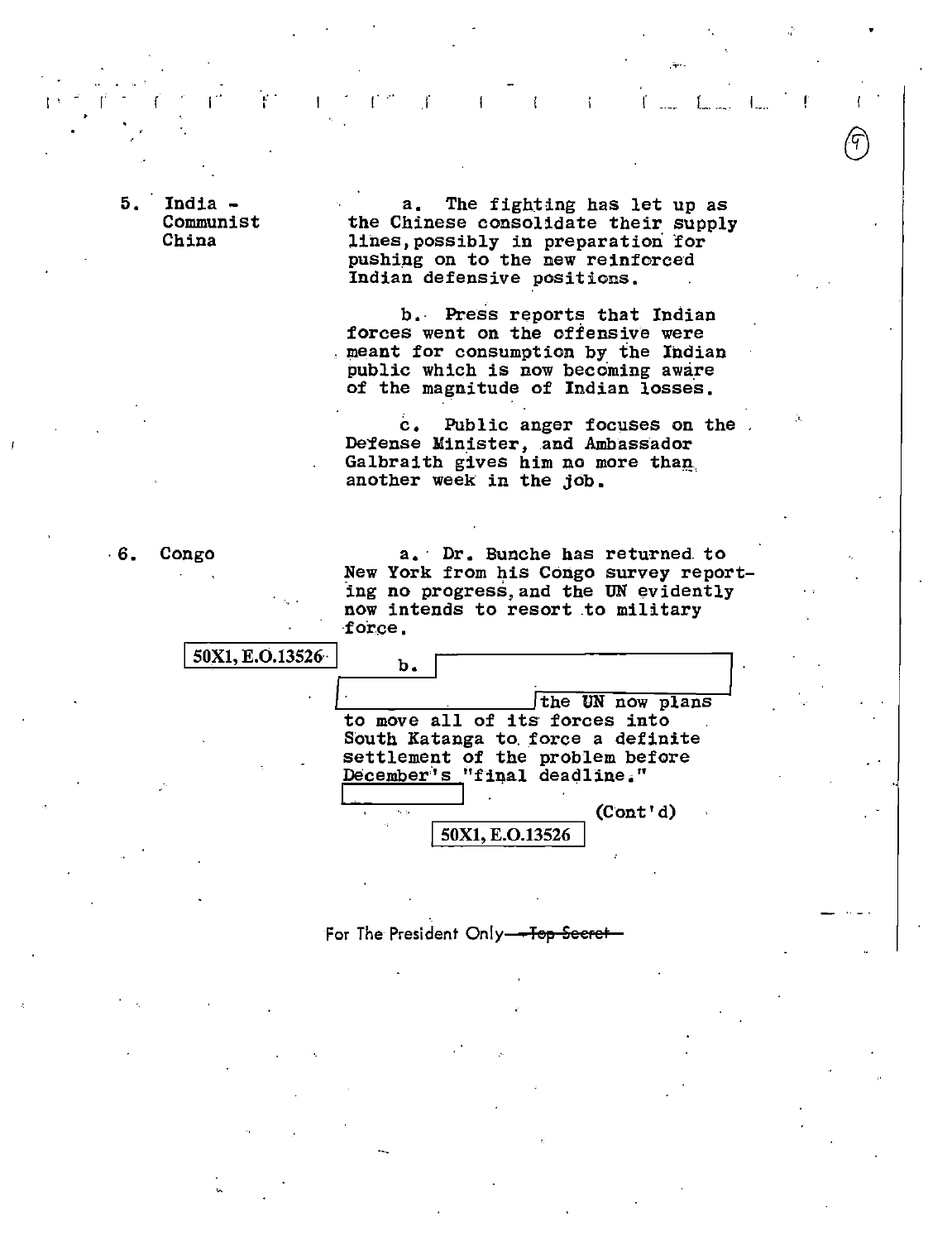5. India - Communist China

a. The fighting has let up as the Chinese consolidate their supply lines, possibly in preparation for pushing on to the new reinforced Indian defensive positions.

b. Press reports that Indian forces went on the offensive were meant for consumption by the Indian public which is now becoming aware of the magnitude of Indian losses.

c. Public anger focuses on the Defense Minister, and Ambassador Galbraith gives him no more than another week in the job.

6. Congo

a. Dr. Bunche has returned to New York from his Congo survey reporting no progress, and the UN evidently now intends to resort to military force.

50X1, E.O.13526

b. [redacted] the UN now plans to move all of its forces into South Katanga to force a definite settlement of the problem before December's "final deadline." [redacted]

(Cont'd)

50X1, E.O.13526

For The President Only ~~Top Secret~~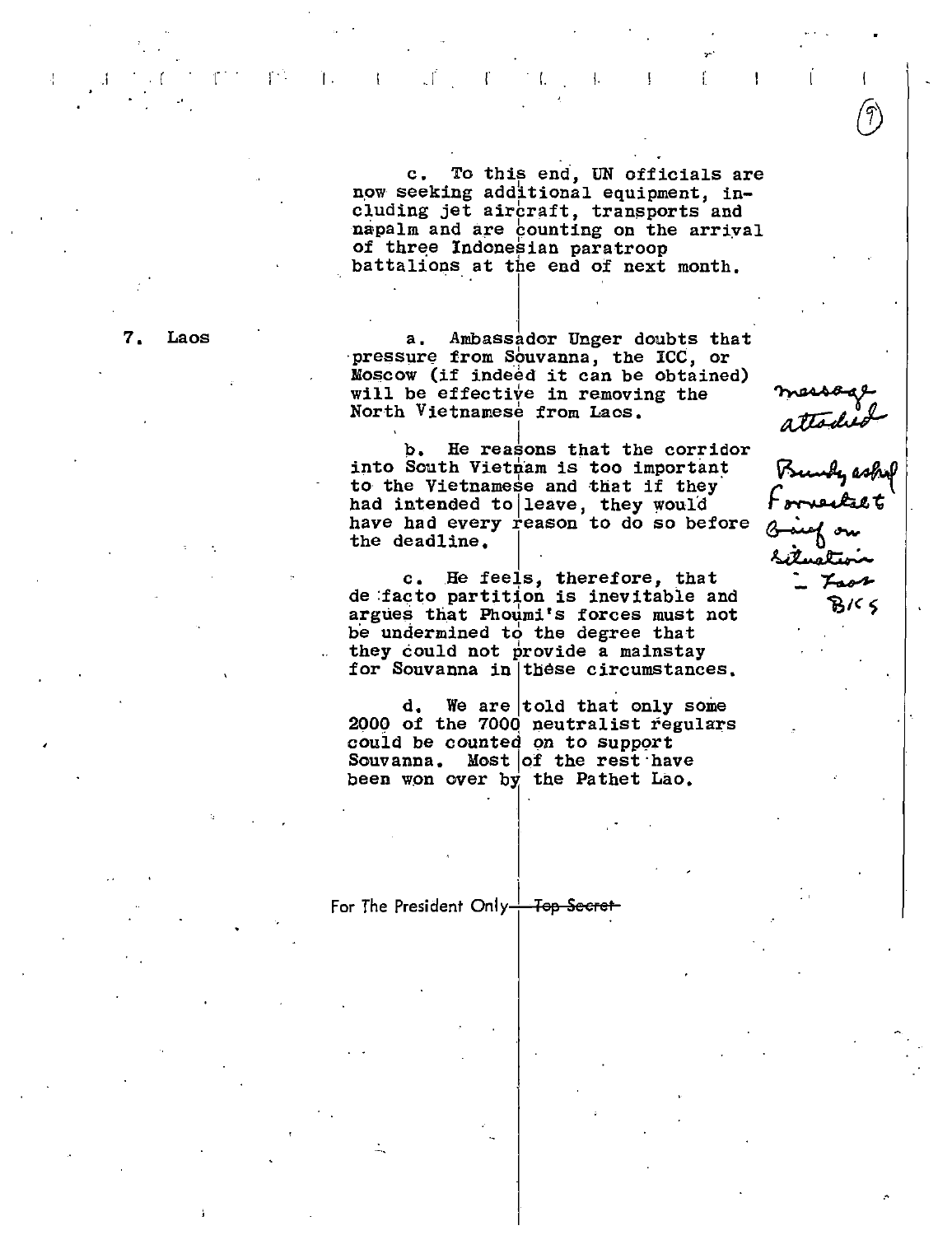c. To this end, UN officials are now seeking additional equipment, including jet aircraft, transports and napalm and are counting on the arrival of three Indonesian paratroop battalions at the end of next month.

7. Laos

a. Ambassador Unger doubts that pressure from Souvanna, the ICC, or Moscow (if indeed it can be obtained) will be effective in removing the North Vietnamese from Laos.

b. He reasons that the corridor into South Vietnam is too important to the Vietnamese and that if they had intended to leave, they would have had every reason to do so before the deadline.

c. He feels, therefore, that de facto partition is inevitable and argues that Phoumi's forces must not be undermined to the degree that they could not provide a mainstay for Souvanna in these circumstances.

d. We are told that only some 2000 of the 7000 neutralist regulars could be counted on to support Souvanna. Most of the rest have been won over by the Pathet Lao.

message attached

Bundy asked Forrestal brief on situation - Laos BKS

For The President Only ~~Top Secret~~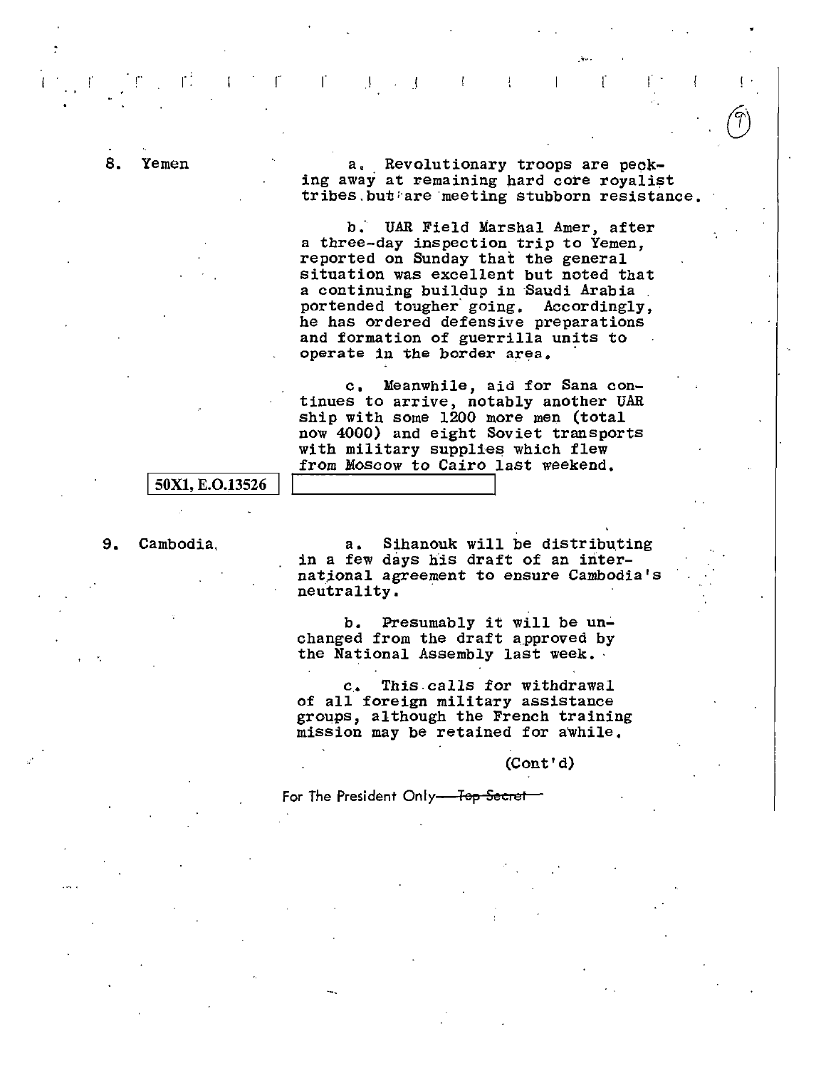8. Yemen

a. Revolutionary troops are pecking away at remaining hard core royalist tribes but are meeting stubborn resistance.

b. UAR Field Marshal Amer, after a three-day inspection trip to Yemen, reported on Sunday that the general situation was excellent but noted that a continuing buildup in Saudi Arabia portended tougher going. Accordingly, he has ordered defensive preparations and formation of guerrilla units to operate in the border area.

c. Meanwhile, aid for Sana continues to arrive, notably another UAR ship with some 1200 more men (total now 4000) and eight Soviet transports with military supplies which flew from Moscow to Cairo last weekend.

50X1, E.O.13526

9. Cambodia

a. Sihanouk will be distributing in a few days his draft of an international agreement to ensure Cambodia's neutrality.

b. Presumably it will be unchanged from the draft approved by the National Assembly last week.

c. This calls for withdrawal of all foreign military assistance groups, although the French training mission may be retained for awhile.

(Cont'd)

For The President Only—~~Top Secret~~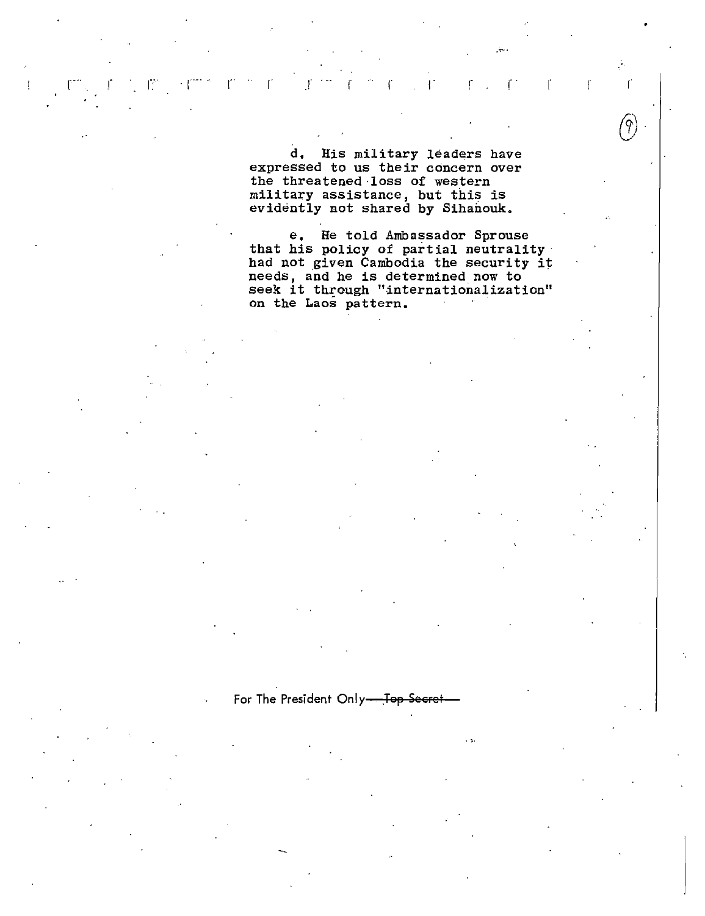d. His military leaders have expressed to us their concern over the threatened loss of western military assistance, but this is evidently not shared by Sihanouk.

e. He told Ambassador Sprouse that his policy of partial neutrality had not given Cambodia the security it needs, and he is determined now to seek it through "internationalization" on the Laos pattern.

For The President Only ~~Top Secret~~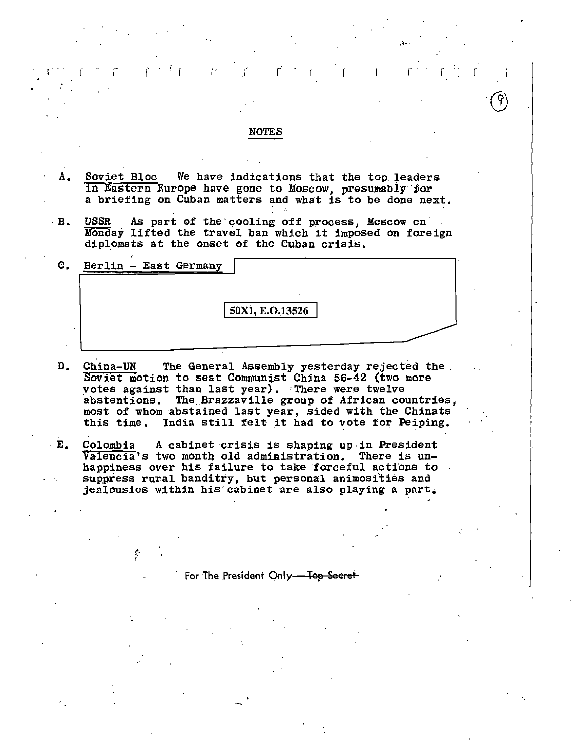## NOTES

A. Soviet Bloc  We have indications that the top leaders in Eastern Europe have gone to Moscow, presumably for a briefing on Cuban matters and what is to be done next.

B. USSR  As part of the cooling off process, Moscow on Monday lifted the travel ban which it imposed on foreign diplomats at the onset of the Cuban crisis.

C. Berlin - East Germany

50X1, E.O.13526

D. China-UN  The General Assembly yesterday rejected the Soviet motion to seat Communist China 56-42 (two more votes against than last year). There were twelve abstentions. The Brazzaville group of African countries, most of whom abstained last year, sided with the Chinats this time. India still felt it had to vote for Peiping.

E. Colombia  A cabinet crisis is shaping up in President Valencia's two month old administration. There is unhappiness over his failure to take forceful actions to suppress rural banditry, but personal animosities and jealousies within his cabinet are also playing a part.

For The President Only ~~Top Secret~~